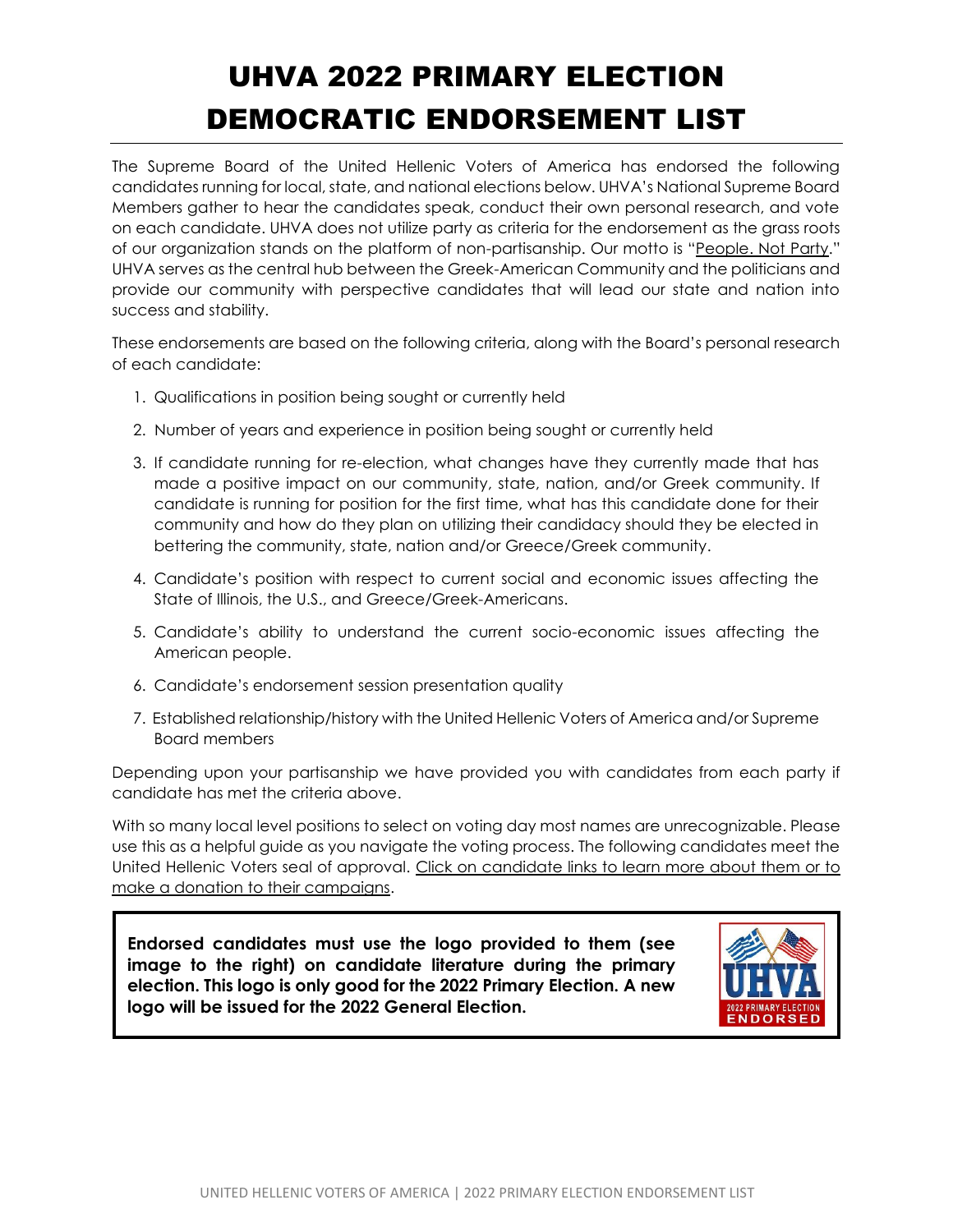# UHVA 2022 PRIMARY ELECTION DEMOCRATIC ENDORSEMENT LIST

The Supreme Board of the United Hellenic Voters of America has endorsed the following candidates running for local, state, and national elections below. UHVA's National Supreme Board Members gather to hear the candidates speak, conduct their own personal research, and vote on each candidate. UHVA does not utilize party as criteria for the endorsement as the grass roots of our organization stands on the platform of non-partisanship. Our motto is "People. Not Party." UHVA serves as the central hub between the Greek-American Community and the politicians and provide our community with perspective candidates that will lead our state and nation into success and stability.

These endorsements are based on the following criteria, along with the Board's personal research of each candidate:

1. Qualifications in position being sought or currently held
2. Number of years and experience in position being sought or currently held
3. If candidate running for re-election, what changes have they currently made that has made a positive impact on our community, state, nation, and/or Greek community. If candidate is running for position for the first time, what has this candidate done for their community and how do they plan on utilizing their candidacy should they be elected in bettering the community, state, nation and/or Greece/Greek community.
4. Candidate's position with respect to current social and economic issues affecting the State of Illinois, the U.S., and Greece/Greek-Americans.
5. Candidate's ability to understand the current socio-economic issues affecting the American people.
6. Candidate's endorsement session presentation quality
7. Established relationship/history with the United Hellenic Voters of America and/or Supreme Board members

Depending upon your partisanship we have provided you with candidates from each party if candidate has met the criteria above.

With so many local level positions to select on voting day most names are unrecognizable. Please use this as a helpful guide as you navigate the voting process. The following candidates meet the United Hellenic Voters seal of approval. Click on candidate links to learn more about them or to make a donation to their campaigns.

**Endorsed candidates must use the logo provided to them (see image to the right) on candidate literature during the primary election. This logo is only good for the 2022 Primary Election. A new logo will be issued for the 2022 General Election.**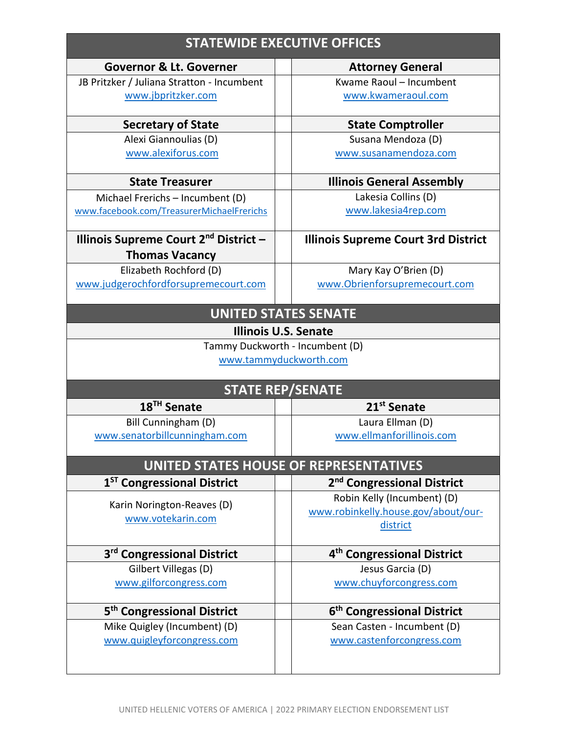## STATEWIDE EXECUTIVE OFFICES

| Governor & Lt. Governer | | Attorney General |
|---|---|---|
| JB Pritzker / Juliana Stratton - Incumbent<br>www.jbpritzker.com | | Kwame Raoul – Incumbent<br>www.kwameraoul.com |
| **Secretary of State** | | **State Comptroller** |
| Alexi Giannoulias (D)<br>www.alexiforus.com | | Susana Mendoza (D)<br>www.susanamendoza.com |
| **State Treasurer** | | **Illinois General Assembly** |
| Michael Frerichs – Incumbent (D)<br>www.facebook.com/TreasurerMichaelFrerichs | | Lakesia Collins (D)<br>www.lakesia4rep.com |
| **Illinois Supreme Court 2nd District – Thomas Vacancy** | | **Illinois Supreme Court 3rd District** |
| Elizabeth Rochford (D)<br>www.judgerochfordforsupremecourt.com | | Mary Kay O'Brien (D)<br>www.Obrienforsupremecourt.com |

## UNITED STATES SENATE

| Illinois U.S. Senate |
|---|
| Tammy Duckworth - Incumbent (D)<br>www.tammyduckworth.com |

## STATE REP/SENATE

| 18TH Senate | | 21st Senate |
|---|---|---|
| Bill Cunningham (D)<br>www.senatorbillcunningham.com | | Laura Ellman (D)<br>www.ellmanforillinois.com |

## UNITED STATES HOUSE OF REPRESENTATIVES

| 1ST Congressional District | | 2nd Congressional District |
|---|---|---|
| Karin Norington-Reaves (D)<br>www.votekarin.com | | Robin Kelly (Incumbent) (D)<br>www.robinkelly.house.gov/about/our-district |
| **3rd Congressional District** | | **4th Congressional District** |
| Gilbert Villegas (D)<br>www.gilforcongress.com | | Jesus Garcia (D)<br>www.chuyforcongress.com |
| **5th Congressional District** | | **6th Congressional District** |
| Mike Quigley (Incumbent) (D)<br>www.quigleyforcongress.com | | Sean Casten - Incumbent (D)<br>www.castenforcongress.com |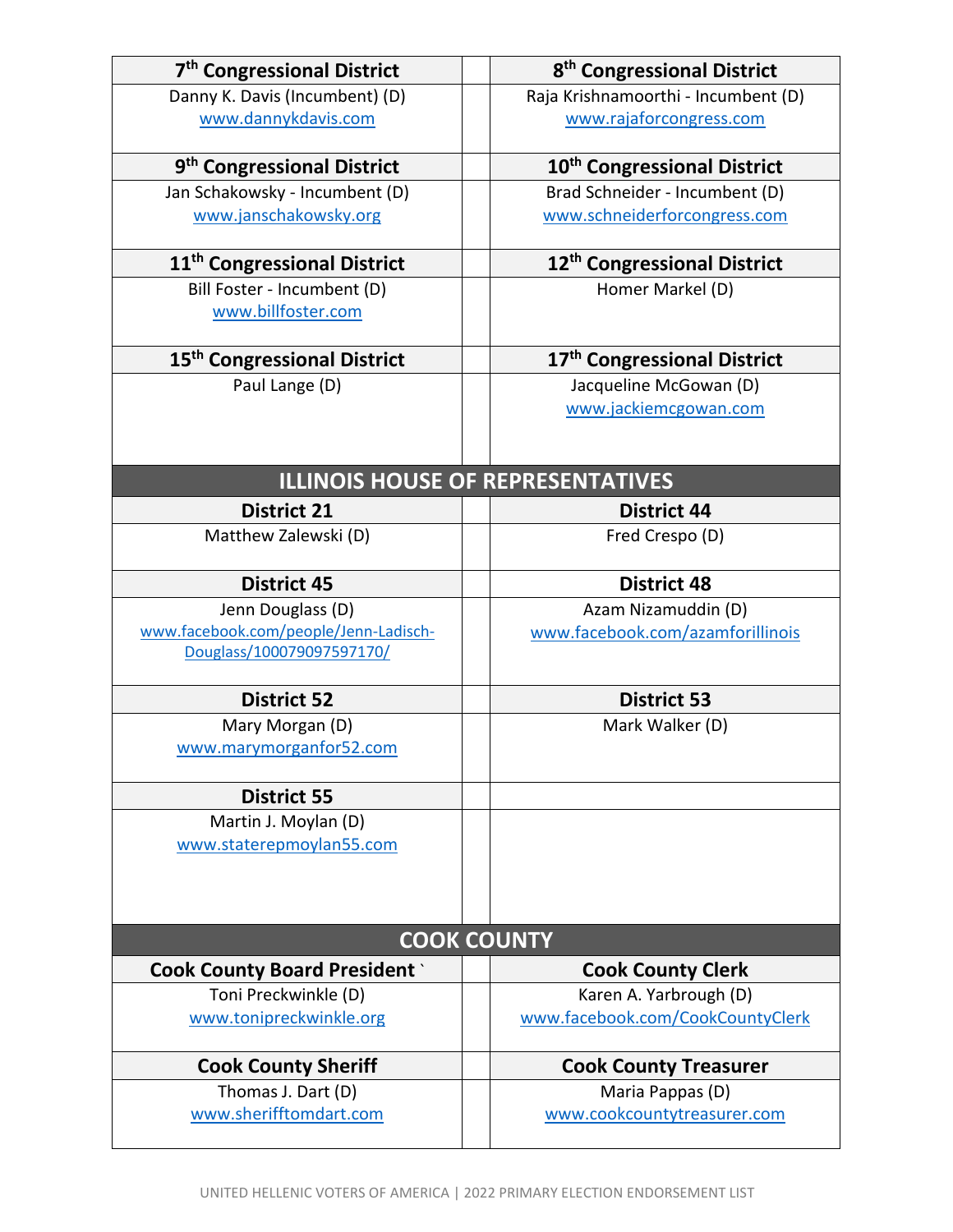| 7th Congressional District | 8th Congressional District |
|---|---|
| Danny K. Davis (Incumbent) (D) www.dannykdavis.com | Raja Krishnamoorthi - Incumbent (D) www.rajaforcongress.com |
| **9th Congressional District** | **10th Congressional District** |
| Jan Schakowsky - Incumbent (D) www.janschakowsky.org | Brad Schneider - Incumbent (D) www.schneiderforcongress.com |
| **11th Congressional District** | **12th Congressional District** |
| Bill Foster - Incumbent (D) www.billfoster.com | Homer Markel (D) |
| **15th Congressional District** | **17th Congressional District** |
| Paul Lange (D) | Jacqueline McGowan (D) www.jackiemcgowan.com |

## ILLINOIS HOUSE OF REPRESENTATIVES

| District 21 | District 44 |
|---|---|
| Matthew Zalewski (D) | Fred Crespo (D) |
| **District 45** | **District 48** |
| Jenn Douglass (D) www.facebook.com/people/Jenn-Ladisch-Douglass/100079097597170/ | Azam Nizamuddin (D) www.facebook.com/azamforillinois |
| **District 52** | **District 53** |
| Mary Morgan (D) www.marymorganfor52.com | Mark Walker (D) |
| **District 55** | |
| Martin J. Moylan (D) www.staterepmoylan55.com | |

## COOK COUNTY

| Cook County Board President ` | Cook County Clerk |
|---|---|
| Toni Preckwinkle (D) www.tonipreckwinkle.org | Karen A. Yarbrough (D) www.facebook.com/CookCountyClerk |
| **Cook County Sheriff** | **Cook County Treasurer** |
| Thomas J. Dart (D) www.sherifftomdart.com | Maria Pappas (D) www.cookcountytreasurer.com |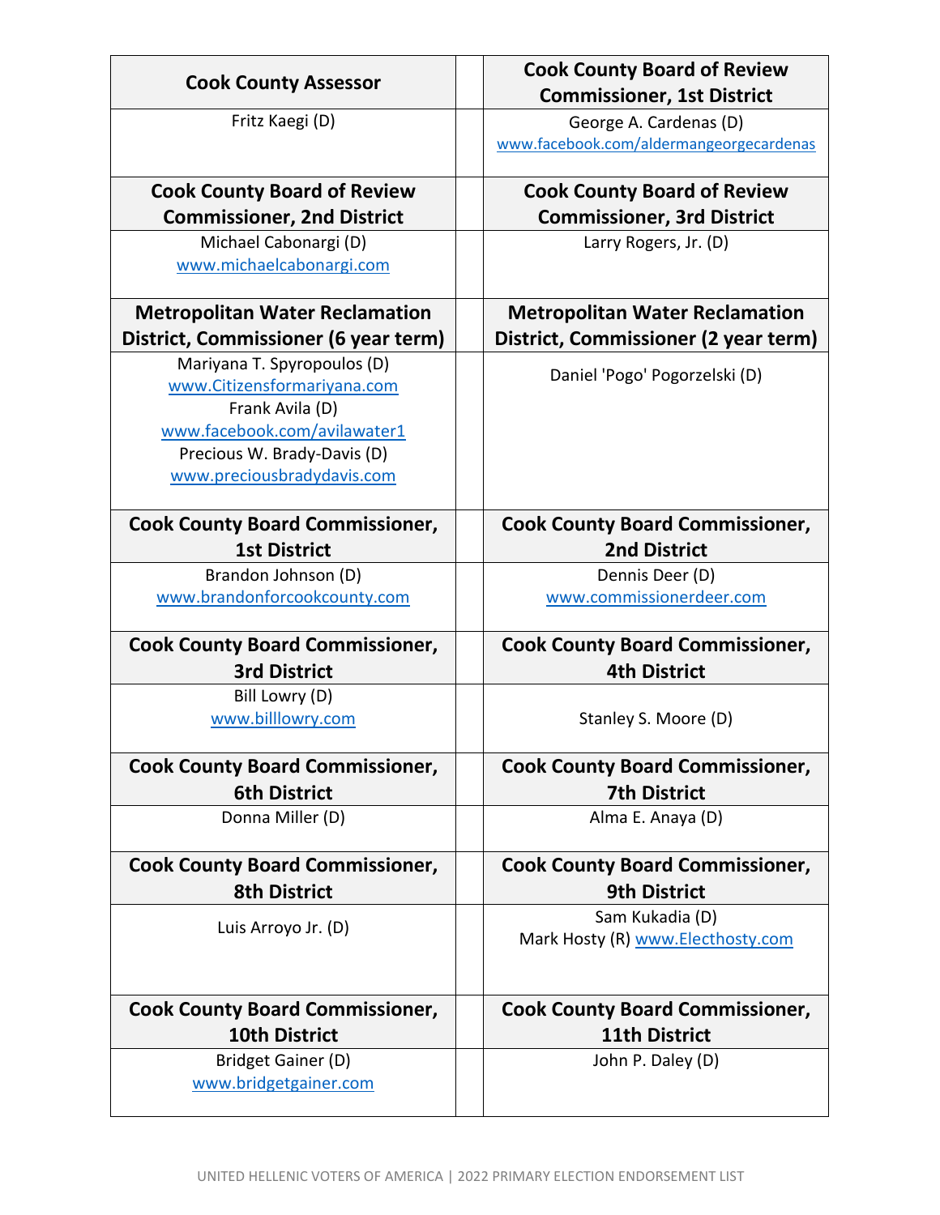| Cook County Assessor | | Cook County Board of Review Commissioner, 1st District |
|---|---|---|
| Fritz Kaegi (D) | | George A. Cardenas (D)<br>www.facebook.com/aldermangeorgecardenas |
| **Cook County Board of Review Commissioner, 2nd District** | | **Cook County Board of Review Commissioner, 3rd District** |
| Michael Cabonargi (D)<br>www.michaelcabonargi.com | | Larry Rogers, Jr. (D) |
| **Metropolitan Water Reclamation District, Commissioner (6 year term)** | | **Metropolitan Water Reclamation District, Commissioner (2 year term)** |
| Mariyana T. Spyropoulos (D)<br>www.Citizensformariyana.com<br>Frank Avila (D)<br>www.facebook.com/avilawater1<br>Precious W. Brady-Davis (D)<br>www.preciousbradydavis.com | | Daniel 'Pogo' Pogorzelski (D) |
| **Cook County Board Commissioner, 1st District** | | **Cook County Board Commissioner, 2nd District** |
| Brandon Johnson (D)<br>www.brandonforcookcounty.com | | Dennis Deer (D)<br>www.commissionerdeer.com |
| **Cook County Board Commissioner, 3rd District** | | **Cook County Board Commissioner, 4th District** |
| Bill Lowry (D)<br>www.billlowry.com | | Stanley S. Moore (D) |
| **Cook County Board Commissioner, 6th District** | | **Cook County Board Commissioner, 7th District** |
| Donna Miller (D) | | Alma E. Anaya (D) |
| **Cook County Board Commissioner, 8th District** | | **Cook County Board Commissioner, 9th District** |
| Luis Arroyo Jr. (D) | | Sam Kukadia (D)<br>Mark Hosty (R) www.Electhosty.com |
| **Cook County Board Commissioner, 10th District** | | **Cook County Board Commissioner, 11th District** |
| Bridget Gainer (D)<br>www.bridgetgainer.com | | John P. Daley (D) |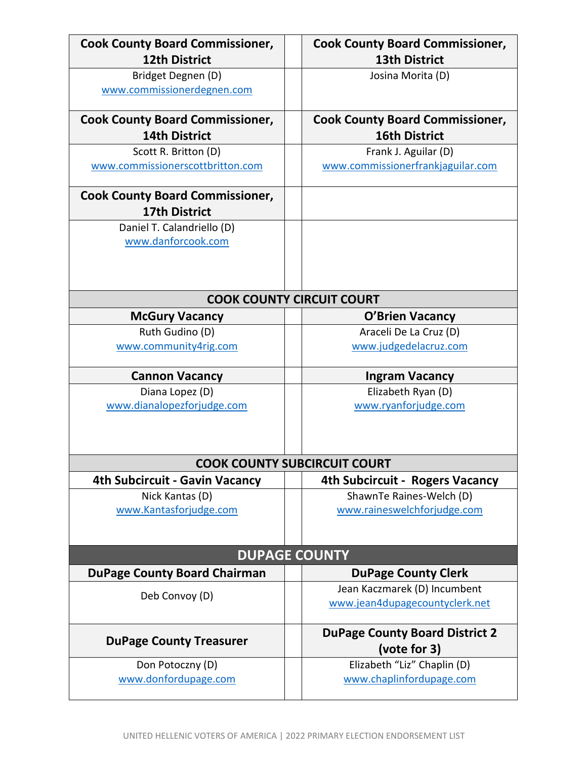| Cook County Board Commissioner, 12th District | | Cook County Board Commissioner, 13th District |
|---|---|---|
| Bridget Degnen (D)<br>www.commissionerdegnen.com | | Josina Morita (D) |
| **Cook County Board Commissioner, 14th District** | | **Cook County Board Commissioner, 16th District** |
| Scott R. Britton (D)<br>www.commissionerscottbritton.com | | Frank J. Aguilar (D)<br>www.commissionerfrankjaguilar.com |
| **Cook County Board Commissioner, 17th District** | | |
| Daniel T. Calandriello (D)<br>www.danforcook.com | | |

## COOK COUNTY CIRCUIT COURT

| McGury Vacancy | | O'Brien Vacancy |
|---|---|---|
| Ruth Gudino (D)<br>www.community4rig.com | | Araceli De La Cruz (D)<br>www.judgedelacruz.com |
| **Cannon Vacancy** | | **Ingram Vacancy** |
| Diana Lopez (D)<br>www.dianalopezforjudge.com | | Elizabeth Ryan (D)<br>www.ryanforjudge.com |

## COOK COUNTY SUBCIRCUIT COURT

| 4th Subcircuit - Gavin Vacancy | | 4th Subcircuit - Rogers Vacancy |
|---|---|---|
| Nick Kantas (D)<br>www.Kantasforjudge.com | | ShawnTe Raines-Welch (D)<br>www.raineswelchforjudge.com |

# DUPAGE COUNTY

| DuPage County Board Chairman | | DuPage County Clerk |
|---|---|---|
| Deb Convoy (D) | | Jean Kaczmarek (D) Incumbent<br>www.jean4dupagecountyclerk.net |
| **DuPage County Treasurer** | | **DuPage County Board District 2 (vote for 3)** |
| Don Potoczny (D)<br>www.donfordupage.com | | Elizabeth "Liz" Chaplin (D)<br>www.chaplinfordupage.com |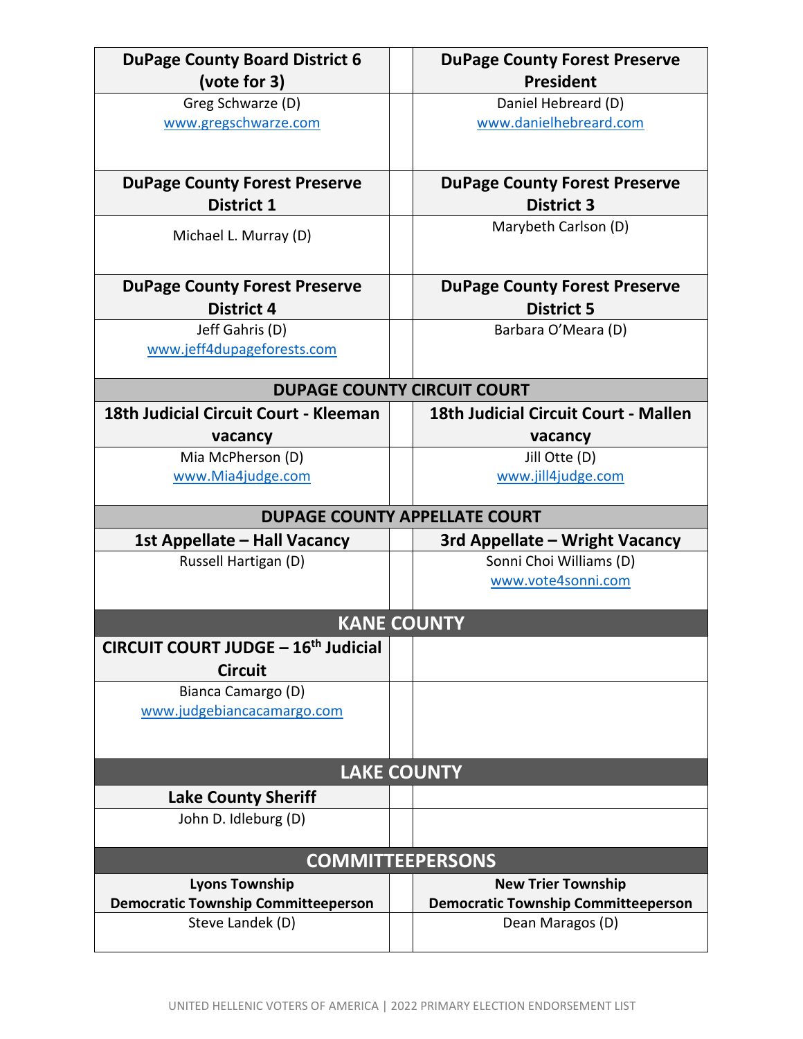| **DuPage County Board District 6 (vote for 3)** | | **DuPage County Forest Preserve President** |
|---|---|---|
| Greg Schwarze (D)<br>www.gregschwarze.com | | Daniel Hebreard (D)<br>www.danielhebreard.com |
| **DuPage County Forest Preserve District 1** | | **DuPage County Forest Preserve District 3** |
| Michael L. Murray (D) | | Marybeth Carlson (D) |
| **DuPage County Forest Preserve District 4** | | **DuPage County Forest Preserve District 5** |
| Jeff Gahris (D)<br>www.jeff4dupageforests.com | | Barbara O'Meara (D) |
| **DUPAGE COUNTY CIRCUIT COURT** | | |
| **18th Judicial Circuit Court - Kleeman vacancy** | | **18th Judicial Circuit Court - Mallen vacancy** |
| Mia McPherson (D)<br>www.Mia4judge.com | | Jill Otte (D)<br>www.jill4judge.com |
| **DUPAGE COUNTY APPELLATE COURT** | | |
| **1st Appellate – Hall Vacancy** | | **3rd Appellate – Wright Vacancy** |
| Russell Hartigan (D) | | Sonni Choi Williams (D)<br>www.vote4sonni.com |
| **KANE COUNTY** | | |
| **CIRCUIT COURT JUDGE – 16th Judicial Circuit** | | |
| Bianca Camargo (D)<br>www.judgebiancacamargo.com | | |
| **LAKE COUNTY** | | |
| **Lake County Sheriff** | | |
| John D. Idleburg (D) | | |
| **COMMITTEEPERSONS** | | |
| **Lyons Township Democratic Township Committeeperson** | | **New Trier Township Democratic Township Committeeperson** |
| Steve Landek (D) | | Dean Maragos (D) |